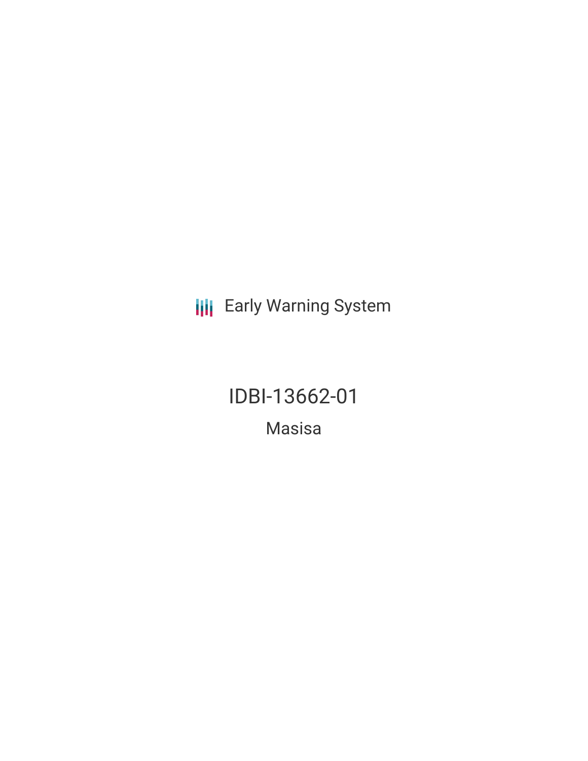Early Warning System

# IDBI-13662-01

Masisa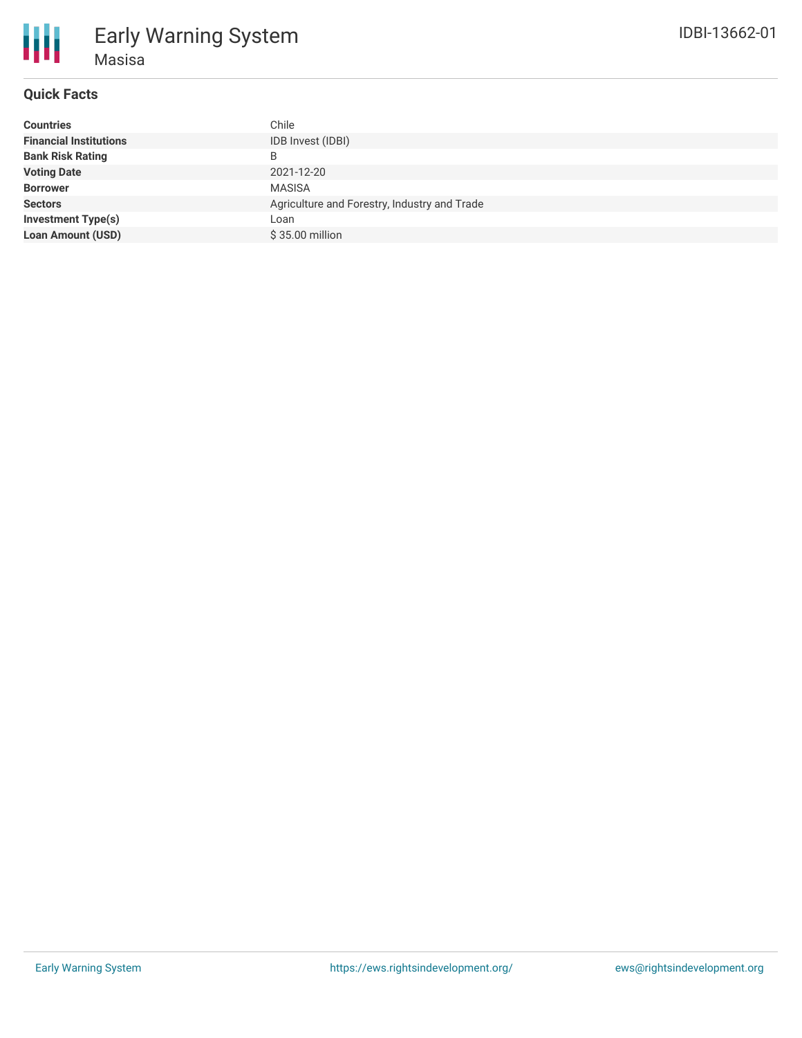# Early Warning System

## Masisa

IDBI-13662-01

### Quick Facts

| | |
|---|---|
| **Countries** | Chile |
| **Financial Institutions** | IDB Invest (IDBI) |
| **Bank Risk Rating** | B |
| **Voting Date** | 2021-12-20 |
| **Borrower** | MASISA |
| **Sectors** | Agriculture and Forestry, Industry and Trade |
| **Investment Type(s)** | Loan |
| **Loan Amount (USD)** | $ 35.00 million |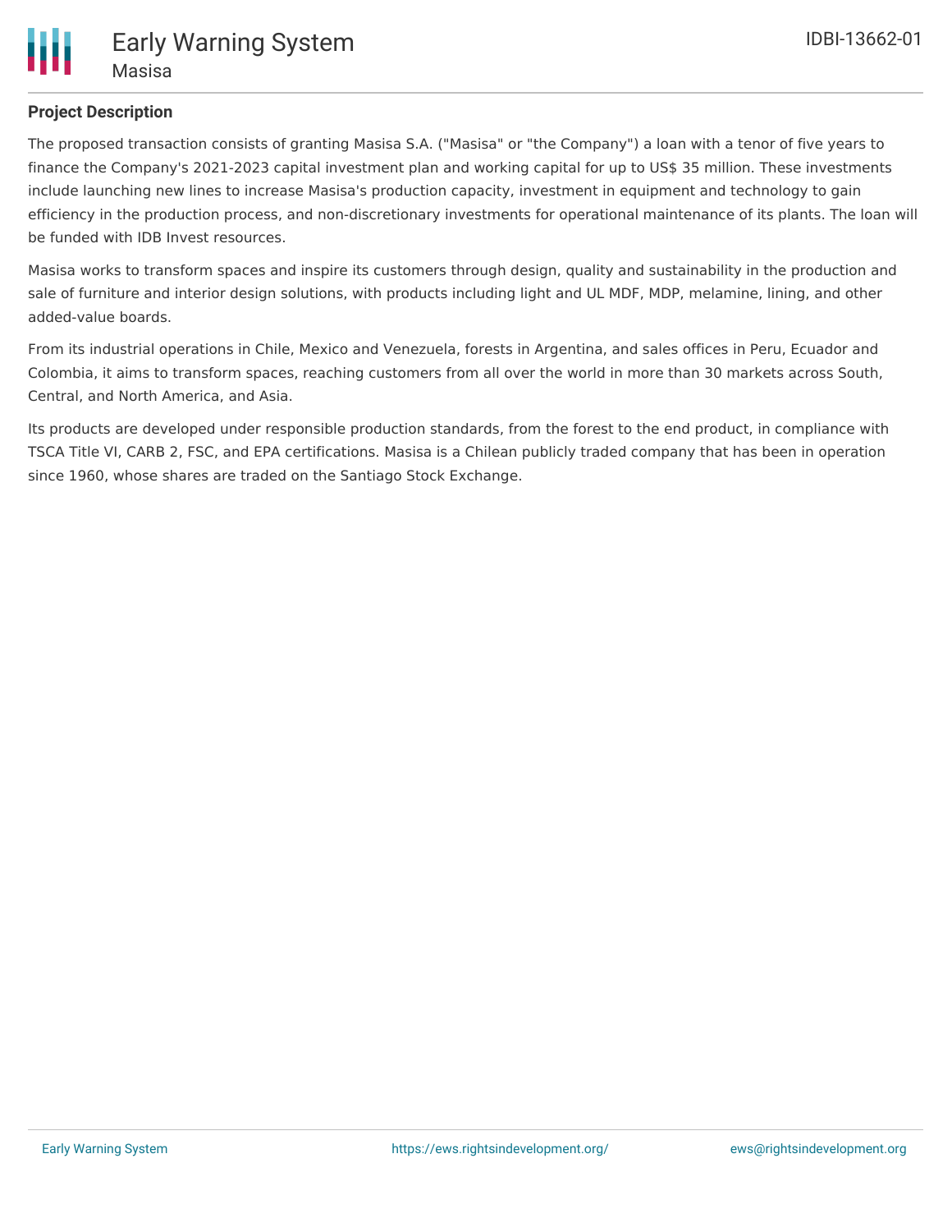**Project Description**

The proposed transaction consists of granting Masisa S.A. ("Masisa" or "the Company") a loan with a tenor of five years to finance the Company's 2021-2023 capital investment plan and working capital for up to US$ 35 million. These investments include launching new lines to increase Masisa's production capacity, investment in equipment and technology to gain efficiency in the production process, and non-discretionary investments for operational maintenance of its plants. The loan will be funded with IDB Invest resources.

Masisa works to transform spaces and inspire its customers through design, quality and sustainability in the production and sale of furniture and interior design solutions, with products including light and UL MDF, MDP, melamine, lining, and other added-value boards.

From its industrial operations in Chile, Mexico and Venezuela, forests in Argentina, and sales offices in Peru, Ecuador and Colombia, it aims to transform spaces, reaching customers from all over the world in more than 30 markets across South, Central, and North America, and Asia.

Its products are developed under responsible production standards, from the forest to the end product, in compliance with TSCA Title VI, CARB 2, FSC, and EPA certifications. Masisa is a Chilean publicly traded company that has been in operation since 1960, whose shares are traded on the Santiago Stock Exchange.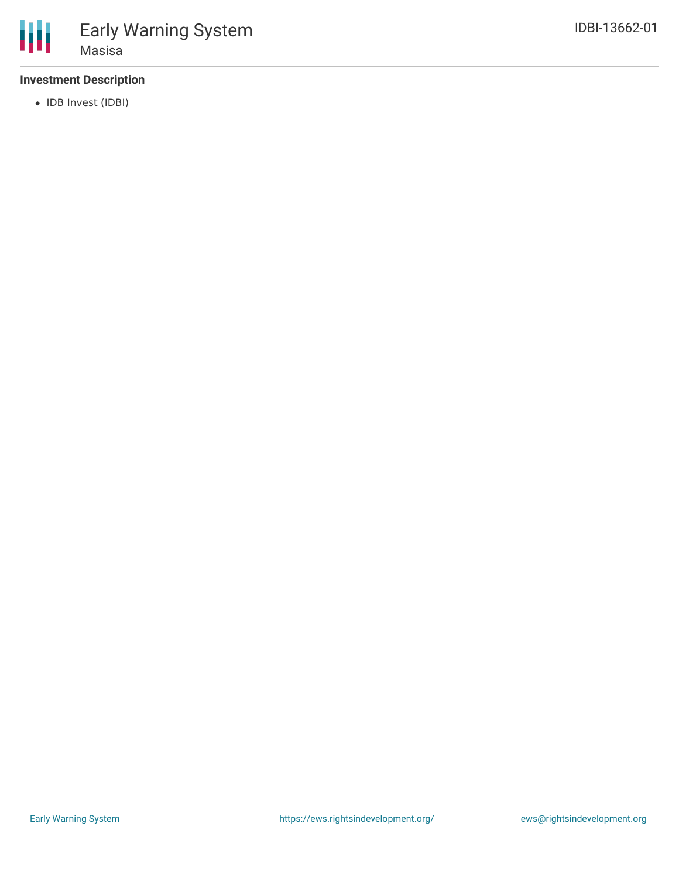### Investment Description

- IDB Invest (IDBI)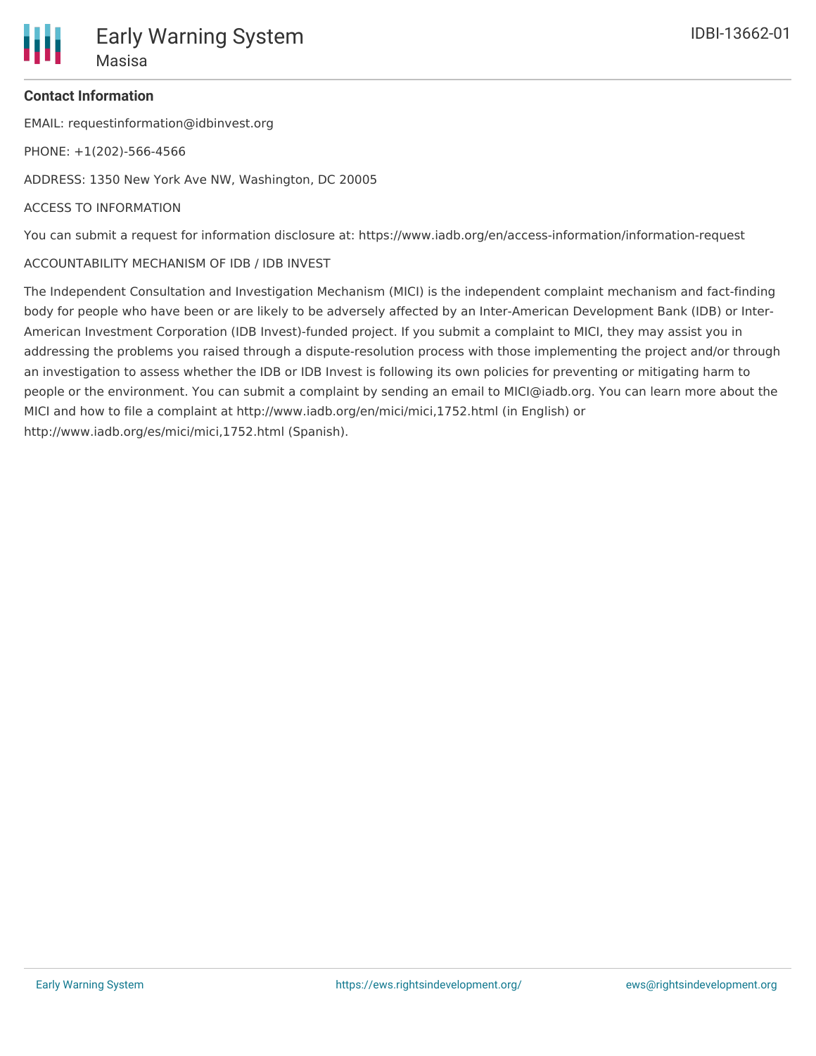**Contact Information**

EMAIL: requestinformation@idbinvest.org

PHONE: +1(202)-566-4566

ADDRESS: 1350 New York Ave NW, Washington, DC 20005

ACCESS TO INFORMATION

You can submit a request for information disclosure at: https://www.iadb.org/en/access-information/information-request

ACCOUNTABILITY MECHANISM OF IDB / IDB INVEST

The Independent Consultation and Investigation Mechanism (MICI) is the independent complaint mechanism and fact-finding body for people who have been or are likely to be adversely affected by an Inter-American Development Bank (IDB) or Inter-American Investment Corporation (IDB Invest)-funded project. If you submit a complaint to MICI, they may assist you in addressing the problems you raised through a dispute-resolution process with those implementing the project and/or through an investigation to assess whether the IDB or IDB Invest is following its own policies for preventing or mitigating harm to people or the environment. You can submit a complaint by sending an email to MICI@iadb.org. You can learn more about the MICI and how to file a complaint at http://www.iadb.org/en/mici/mici,1752.html (in English) or http://www.iadb.org/es/mici/mici,1752.html (Spanish).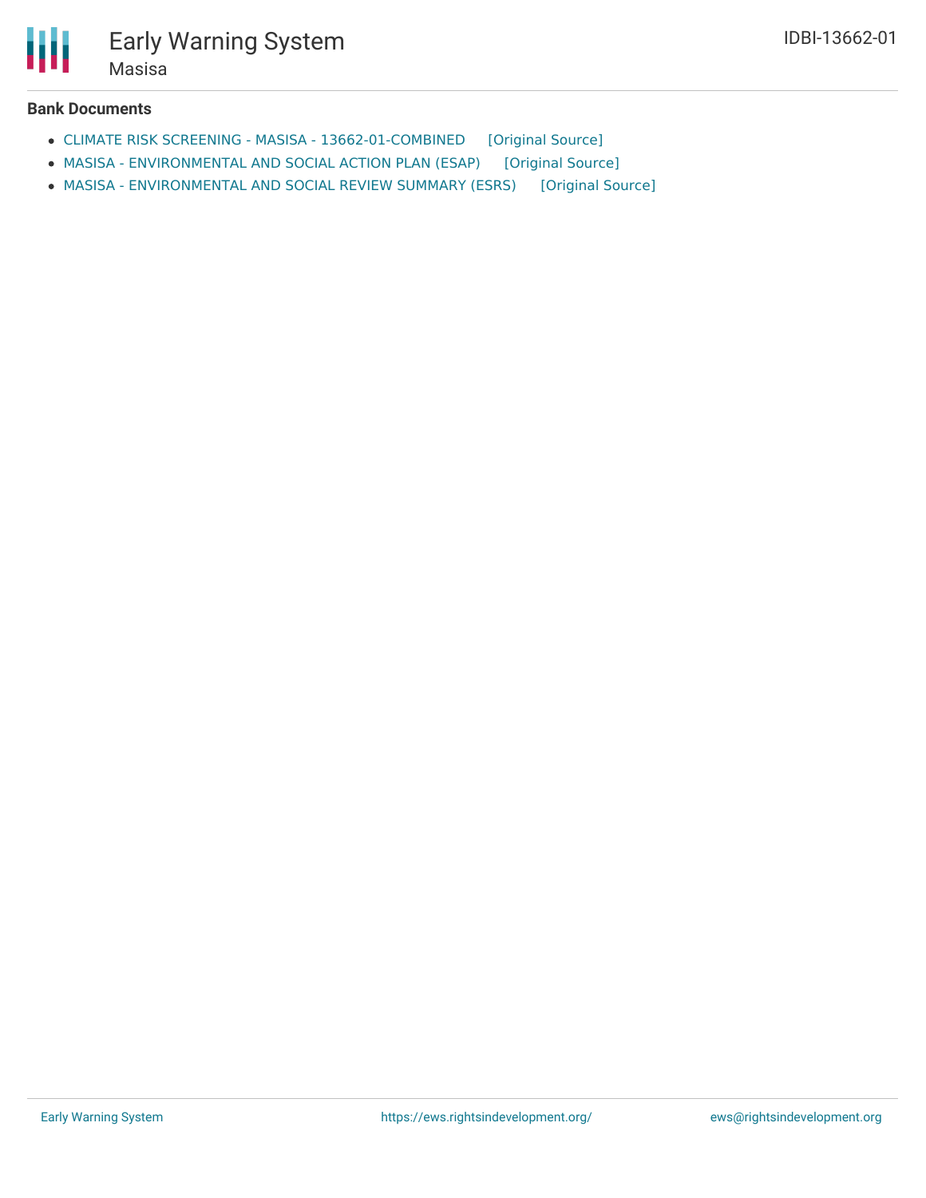### Bank Documents

- CLIMATE RISK SCREENING - MASISA - 13662-01-COMBINED [Original Source]
- MASISA - ENVIRONMENTAL AND SOCIAL ACTION PLAN (ESAP) [Original Source]
- MASISA - ENVIRONMENTAL AND SOCIAL REVIEW SUMMARY (ESRS) [Original Source]